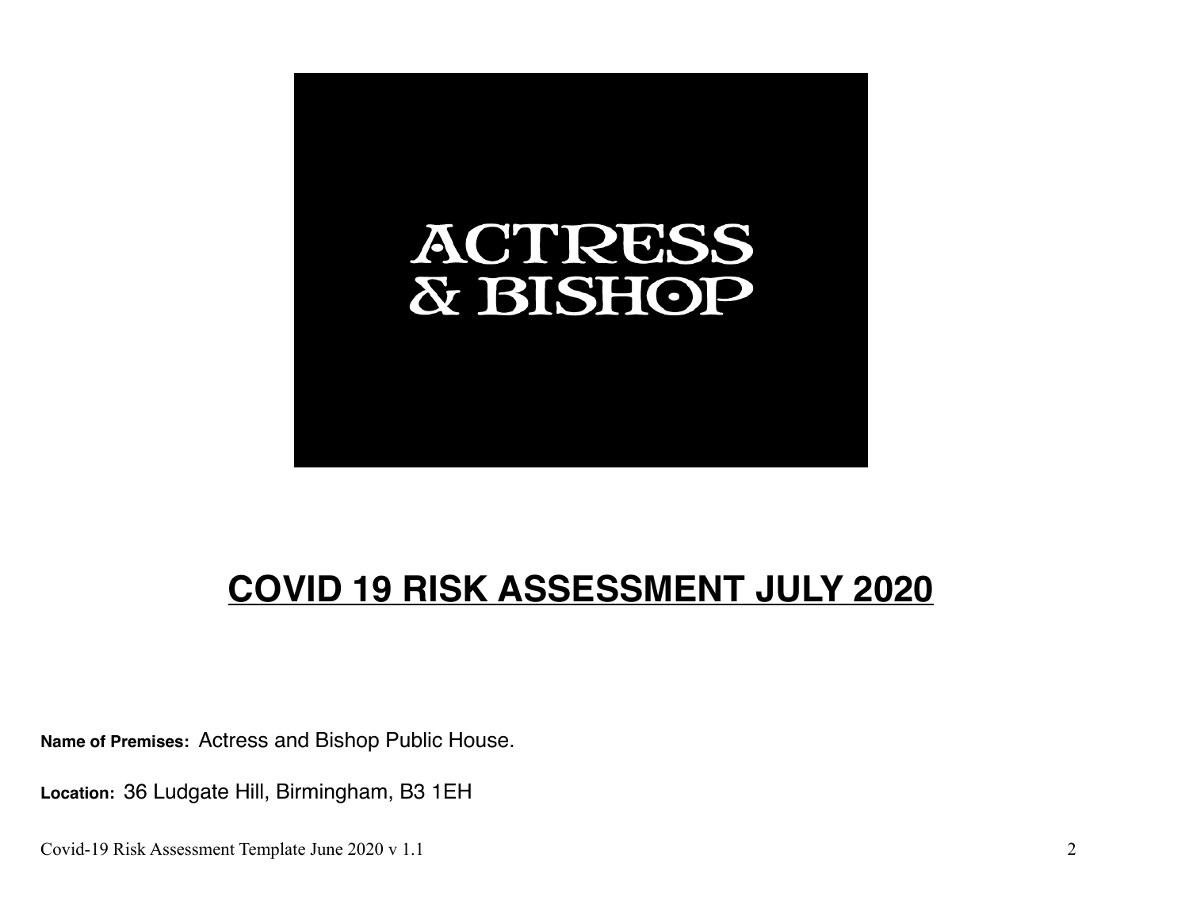ACTRESS
& BISHOP

# COVID 19 RISK ASSESSMENT JULY 2020

**Name of Premises:** Actress and Bishop Public House.

**Location:** 36 Ludgate Hill, Birmingham, B3 1EH

Covid-19 Risk Assessment Template June 2020 v 1.1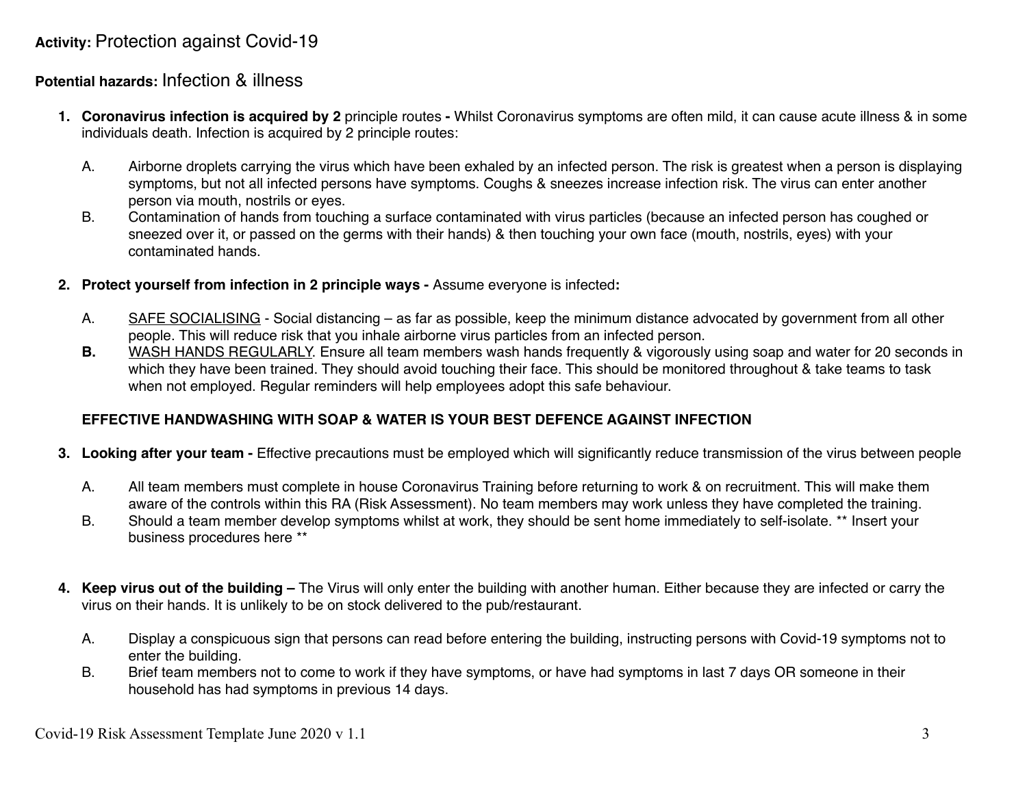**Activity:** Protection against Covid-19

**Potential hazards:** Infection & illness

1. **Coronavirus infection is acquired by 2** principle routes **-** Whilst Coronavirus symptoms are often mild, it can cause acute illness & in some individuals death. Infection is acquired by 2 principle routes:

   A. Airborne droplets carrying the virus which have been exhaled by an infected person. The risk is greatest when a person is displaying symptoms, but not all infected persons have symptoms. Coughs & sneezes increase infection risk. The virus can enter another person via mouth, nostrils or eyes.

   B. Contamination of hands from touching a surface contaminated with virus particles (because an infected person has coughed or sneezed over it, or passed on the germs with their hands) & then touching your own face (mouth, nostrils, eyes) with your contaminated hands.

2. **Protect yourself from infection in 2 principle ways -** Assume everyone is infected**:**

   A. <u>SAFE SOCIALISING</u> - Social distancing – as far as possible, keep the minimum distance advocated by government from all other people. This will reduce risk that you inhale airborne virus particles from an infected person.

   **B.** <u>WASH HANDS REGULARLY</u>. Ensure all team members wash hands frequently & vigorously using soap and water for 20 seconds in which they have been trained. They should avoid touching their face. This should be monitored throughout & take teams to task when not employed. Regular reminders will help employees adopt this safe behaviour.

   **EFFECTIVE HANDWASHING WITH SOAP & WATER IS YOUR BEST DEFENCE AGAINST INFECTION**

3. **Looking after your team -** Effective precautions must be employed which will significantly reduce transmission of the virus between people

   A. All team members must complete in house Coronavirus Training before returning to work & on recruitment. This will make them aware of the controls within this RA (Risk Assessment). No team members may work unless they have completed the training.

   B. Should a team member develop symptoms whilst at work, they should be sent home immediately to self-isolate. ** Insert your business procedures here **

4. **Keep virus out of the building –** The Virus will only enter the building with another human. Either because they are infected or carry the virus on their hands. It is unlikely to be on stock delivered to the pub/restaurant.

   A. Display a conspicuous sign that persons can read before entering the building, instructing persons with Covid-19 symptoms not to enter the building.

   B. Brief team members not to come to work if they have symptoms, or have had symptoms in last 7 days OR someone in their household has had symptoms in previous 14 days.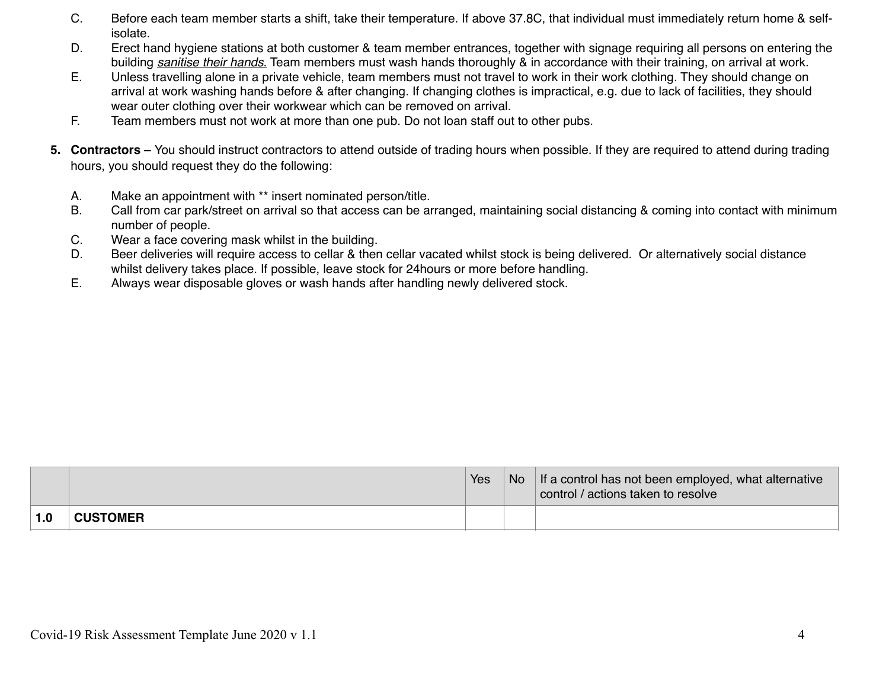C. Before each team member starts a shift, take their temperature. If above 37.8C, that individual must immediately return home & self-isolate.

D. Erect hand hygiene stations at both customer & team member entrances, together with signage requiring all persons on entering the building *sanitise their hands.* Team members must wash hands thoroughly & in accordance with their training, on arrival at work.

E. Unless travelling alone in a private vehicle, team members must not travel to work in their work clothing. They should change on arrival at work washing hands before & after changing. If changing clothes is impractical, e.g. due to lack of facilities, they should wear outer clothing over their workwear which can be removed on arrival.

F. Team members must not work at more than one pub. Do not loan staff out to other pubs.

5. **Contractors –** You should instruct contractors to attend outside of trading hours when possible. If they are required to attend during trading hours, you should request they do the following:

A. Make an appointment with ** insert nominated person/title.

B. Call from car park/street on arrival so that access can be arranged, maintaining social distancing & coming into contact with minimum number of people.

C. Wear a face covering mask whilst in the building.

D. Beer deliveries will require access to cellar & then cellar vacated whilst stock is being delivered. Or alternatively social distance whilst delivery takes place. If possible, leave stock for 24hours or more before handling.

E. Always wear disposable gloves or wash hands after handling newly delivered stock.

| | | Yes | No | If a control has not been employed, what alternative control / actions taken to resolve |
|---|---|---|---|---|
| **1.0** | **CUSTOMER** | | | |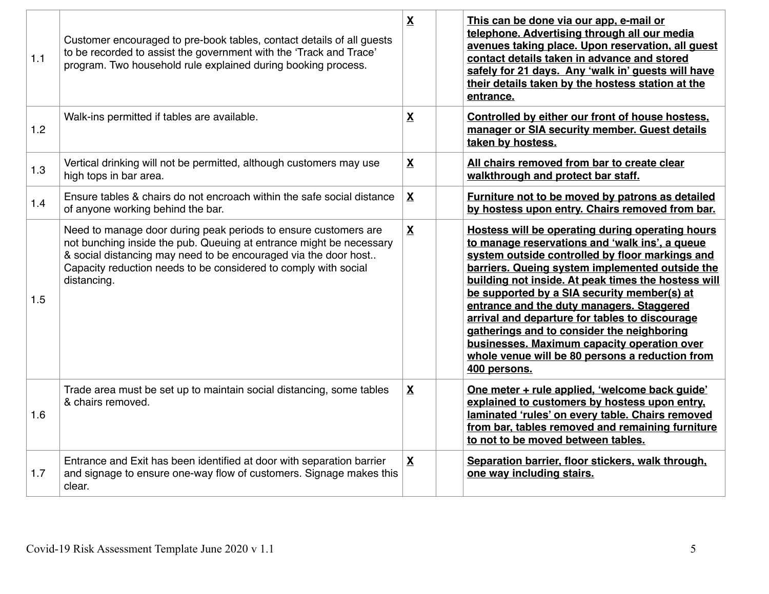| | | | | |
|---|---|---|---|---|
| 1.1 | Customer encouraged to pre-book tables, contact details of all guests to be recorded to assist the government with the 'Track and Trace' program. Two household rule explained during booking process. | **X** | | **This can be done via our app, e-mail or telephone. Advertising through all our media avenues taking place. Upon reservation, all guest contact details taken in advance and stored safely for 21 days. Any 'walk in' guests will have their details taken by the hostess station at the entrance.** |
| 1.2 | Walk-ins permitted if tables are available. | **X** | | **Controlled by either our front of house hostess, manager or SIA security member. Guest details taken by hostess.** |
| 1.3 | Vertical drinking will not be permitted, although customers may use high tops in bar area. | **X** | | **All chairs removed from bar to create clear walkthrough and protect bar staff.** |
| 1.4 | Ensure tables & chairs do not encroach within the safe social distance of anyone working behind the bar. | **X** | | **Furniture not to be moved by patrons as detailed by hostess upon entry. Chairs removed from bar.** |
| 1.5 | Need to manage door during peak periods to ensure customers are not bunching inside the pub. Queuing at entrance might be necessary & social distancing may need to be encouraged via the door host.. Capacity reduction needs to be considered to comply with social distancing. | **X** | | **Hostess will be operating during operating hours to manage reservations and 'walk ins', a queue system outside controlled by floor markings and barriers. Queing system implemented outside the building not inside. At peak times the hostess will be supported by a SIA security member(s) at entrance and the duty managers. Staggered arrival and departure for tables to discourage gatherings and to consider the neighboring businesses. Maximum capacity operation over whole venue will be 80 persons a reduction from 400 persons.** |
| 1.6 | Trade area must be set up to maintain social distancing, some tables & chairs removed. | **X** | | **One meter + rule applied, 'welcome back guide' explained to customers by hostess upon entry, laminated 'rules' on every table. Chairs removed from bar, tables removed and remaining furniture to not to be moved between tables.** |
| 1.7 | Entrance and Exit has been identified at door with separation barrier and signage to ensure one-way flow of customers. Signage makes this clear. | **X** | | **Separation barrier, floor stickers, walk through, one way including stairs.** |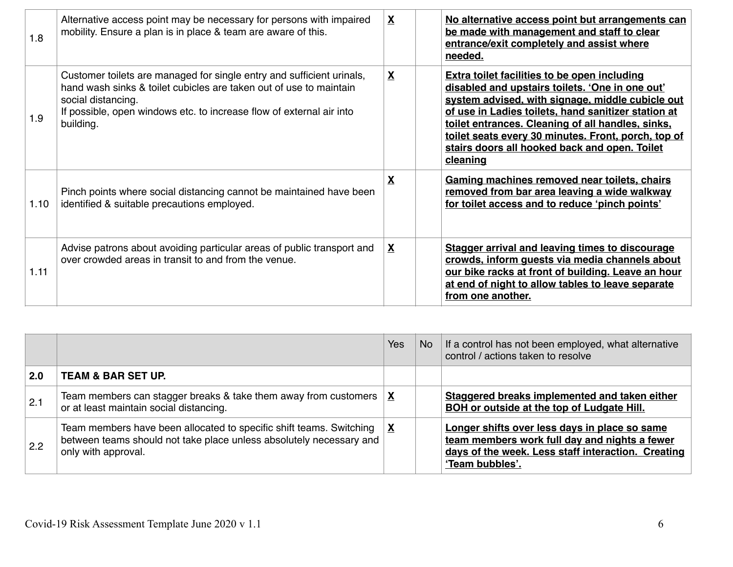| | | | | |
|---|---|---|---|---|
| 1.8 | Alternative access point may be necessary for persons with impaired mobility. Ensure a plan is in place & team are aware of this. | **X** | | **No alternative access point but arrangements can be made with management and staff to clear entrance/exit completely and assist where needed.** |
| 1.9 | Customer toilets are managed for single entry and sufficient urinals, hand wash sinks & toilet cubicles are taken out of use to maintain social distancing.<br>If possible, open windows etc. to increase flow of external air into building. | **X** | | **Extra toilet facilities to be open including disabled and upstairs toilets. 'One in one out' system advised, with signage, middle cubicle out of use in Ladies toilets, hand sanitizer station at toilet entrances. Cleaning of all handles, sinks, toilet seats every 30 minutes. Front, porch, top of stairs doors all hooked back and open. Toilet cleaning** |
| 1.10 | Pinch points where social distancing cannot be maintained have been identified & suitable precautions employed. | **X** | | **Gaming machines removed near toilets, chairs removed from bar area leaving a wide walkway for toilet access and to reduce 'pinch points'** |
| 1.11 | Advise patrons about avoiding particular areas of public transport and over crowded areas in transit to and from the venue. | **X** | | **Stagger arrival and leaving times to discourage crowds, inform guests via media channels about our bike racks at front of building. Leave an hour at end of night to allow tables to leave separate from one another.** |

| | | Yes | No | If a control has not been employed, what alternative control / actions taken to resolve |
|---|---|---|---|---|
| **2.0** | **TEAM & BAR SET UP.** | | | |
| 2.1 | Team members can stagger breaks & take them away from customers or at least maintain social distancing. | **X** | | **Staggered breaks implemented and taken either BOH or outside at the top of Ludgate Hill.** |
| 2.2 | Team members have been allocated to specific shift teams. Switching between teams should not take place unless absolutely necessary and only with approval. | **X** | | **Longer shifts over less days in place so same team members work full day and nights a fewer days of the week. Less staff interaction. Creating 'Team bubbles'.** |

Covid-19 Risk Assessment Template June 2020 v 1.1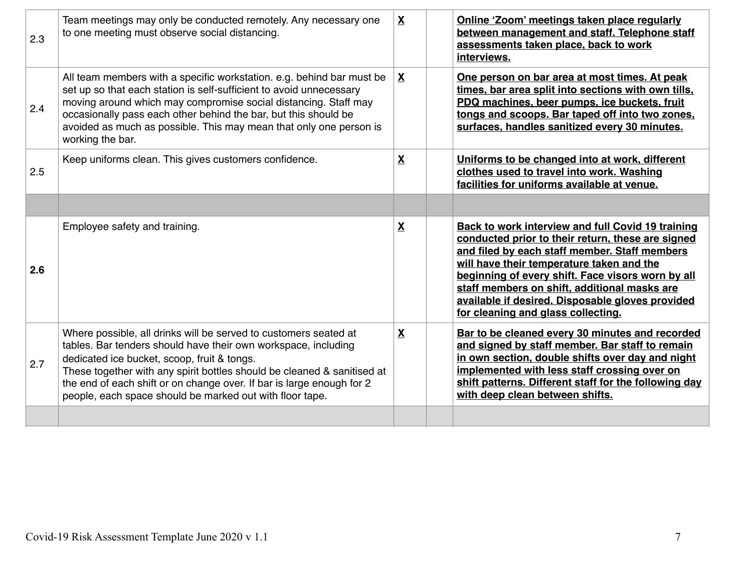| | | | | |
|---|---|---|---|---|
| 2.3 | Team meetings may only be conducted remotely. Any necessary one to one meeting must observe social distancing. | **X** | | **Online 'Zoom' meetings taken place regularly between management and staff. Telephone staff assessments taken place, back to work interviews.** |
| 2.4 | All team members with a specific workstation. e.g. behind bar must be set up so that each station is self-sufficient to avoid unnecessary moving around which may compromise social distancing. Staff may occasionally pass each other behind the bar, but this should be avoided as much as possible. This may mean that only one person is working the bar. | **X** | | **One person on bar area at most times. At peak times, bar area split into sections with own tills, PDQ machines, beer pumps, ice buckets, fruit tongs and scoops. Bar taped off into two zones, surfaces, handles sanitized every 30 minutes.** |
| 2.5 | Keep uniforms clean. This gives customers confidence. | **X** | | **Uniforms to be changed into at work, different clothes used to travel into work. Washing facilities for uniforms available at venue.** |
| | | | | |
| **2.6** | Employee safety and training. | **X** | | **Back to work interview and full Covid 19 training conducted prior to their return, these are signed and filed by each staff member. Staff members will have their temperature taken and the beginning of every shift. Face visors worn by all staff members on shift, additional masks are available if desired. Disposable gloves provided for cleaning and glass collecting.** |
| 2.7 | Where possible, all drinks will be served to customers seated at tables. Bar tenders should have their own workspace, including dedicated ice bucket, scoop, fruit & tongs.<br>These together with any spirit bottles should be cleaned & sanitised at the end of each shift or on change over. If bar is large enough for 2 people, each space should be marked out with floor tape. | **X** | | **Bar to be cleaned every 30 minutes and recorded and signed by staff member. Bar staff to remain in own section, double shifts over day and night implemented with less staff crossing over on shift patterns. Different staff for the following day with deep clean between shifts.** |
| | | | | |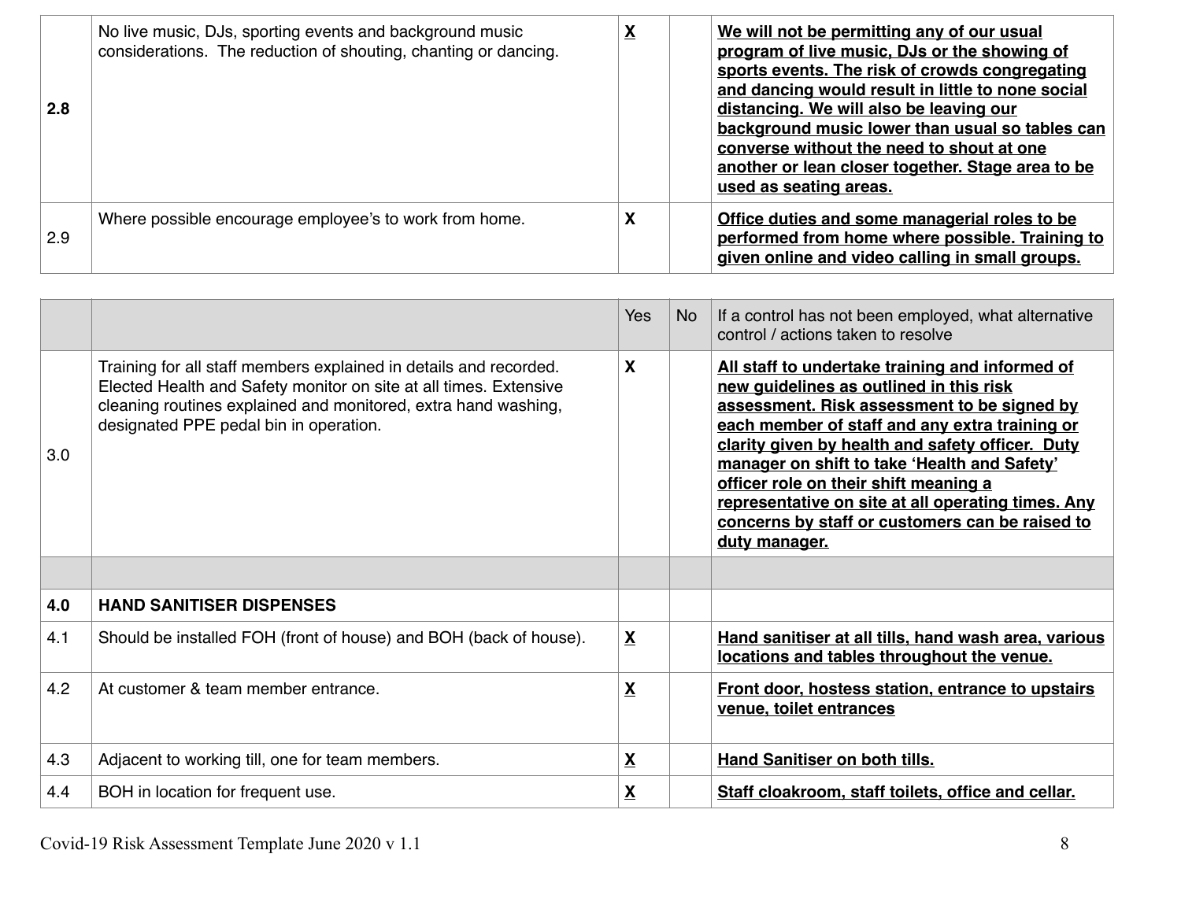| | | | | |
|---|---|---|---|---|
| **2.8** | No live music, DJs, sporting events and background music considerations. The reduction of shouting, chanting or dancing. | **X** | | **We will not be permitting any of our usual program of live music, DJs or the showing of sports events. The risk of crowds congregating and dancing would result in little to none social distancing. We will also be leaving our background music lower than usual so tables can converse without the need to shout at one another or lean closer together. Stage area to be used as seating areas.** |
| 2.9 | Where possible encourage employee's to work from home. | **X** | | **Office duties and some managerial roles to be performed from home where possible. Training to given online and video calling in small groups.** |

| | | Yes | No | If a control has not been employed, what alternative control / actions taken to resolve |
|---|---|---|---|---|
| 3.0 | Training for all staff members explained in details and recorded. Elected Health and Safety monitor on site at all times. Extensive cleaning routines explained and monitored, extra hand washing, designated PPE pedal bin in operation. | **X** | | **All staff to undertake training and informed of new guidelines as outlined in this risk assessment. Risk assessment to be signed by each member of staff and any extra training or clarity given by health and safety officer. Duty manager on shift to take 'Health and Safety' officer role on their shift meaning a representative on site at all operating times. Any concerns by staff or customers can be raised to duty manager.** |
| | | | | |
| **4.0** | **HAND SANITISER DISPENSES** | | | |
| 4.1 | Should be installed FOH (front of house) and BOH (back of house). | **X** | | **Hand sanitiser at all tills, hand wash area, various locations and tables throughout the venue.** |
| 4.2 | At customer & team member entrance. | **X** | | **Front door, hostess station, entrance to upstairs venue, toilet entrances** |
| 4.3 | Adjacent to working till, one for team members. | **X** | | **Hand Sanitiser on both tills.** |
| 4.4 | BOH in location for frequent use. | **X** | | **Staff cloakroom, staff toilets, office and cellar.** |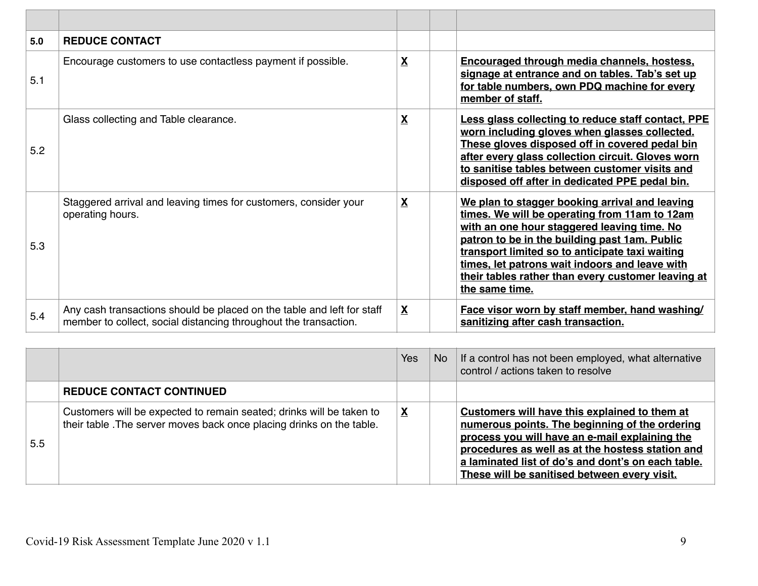| | | | | |
|---|---|---|---|---|
| **5.0** | **REDUCE CONTACT** | | | |
| 5.1 | Encourage customers to use contactless payment if possible. | **X** | | **Encouraged through media channels, hostess, signage at entrance and on tables. Tab's set up for table numbers, own PDQ machine for every member of staff.** |
| 5.2 | Glass collecting and Table clearance. | **X** | | **Less glass collecting to reduce staff contact, PPE worn including gloves when glasses collected. These gloves disposed off in covered pedal bin after every glass collection circuit. Gloves worn to sanitise tables between customer visits and disposed off after in dedicated PPE pedal bin.** |
| 5.3 | Staggered arrival and leaving times for customers, consider your operating hours. | **X** | | **We plan to stagger booking arrival and leaving times. We will be operating from 11am to 12am with an one hour staggered leaving time. No patron to be in the building past 1am. Public transport limited so to anticipate taxi waiting times, let patrons wait indoors and leave with their tables rather than every customer leaving at the same time.** |
| 5.4 | Any cash transactions should be placed on the table and left for staff member to collect, social distancing throughout the transaction. | **X** | | **Face visor worn by staff member, hand washing/ sanitizing after cash transaction.** |

| | | Yes | No | If a control has not been employed, what alternative control / actions taken to resolve |
|---|---|---|---|---|
| | **REDUCE CONTACT CONTINUED** | | | |
| 5.5 | Customers will be expected to remain seated; drinks will be taken to their table .The server moves back once placing drinks on the table. | **X** | | **Customers will have this explained to them at numerous points. The beginning of the ordering process you will have an e-mail explaining the procedures as well as at the hostess station and a laminated list of do's and dont's on each table. These will be sanitised between every visit.** |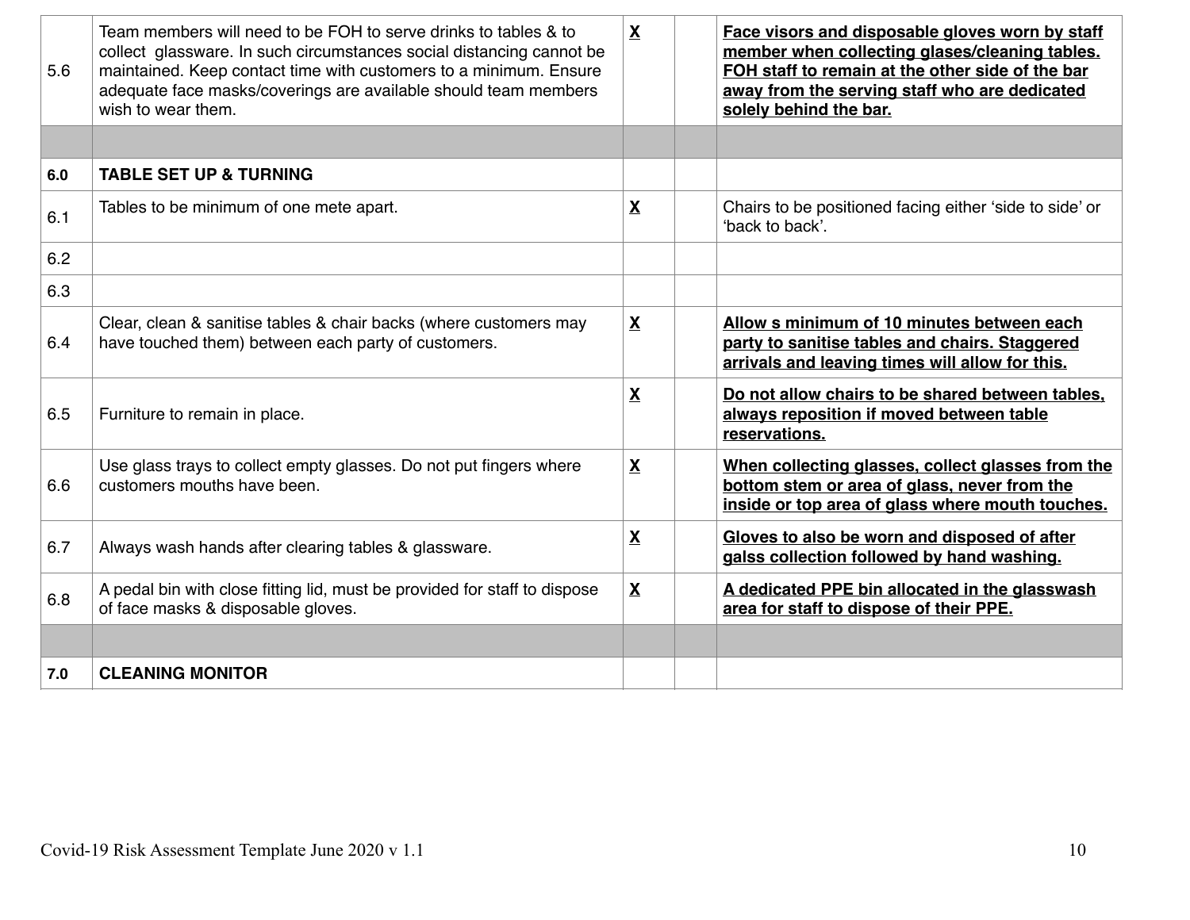| | | | | |
|---|---|---|---|---|
| 5.6 | Team members will need to be FOH to serve drinks to tables & to collect glassware. In such circumstances social distancing cannot be maintained. Keep contact time with customers to a minimum. Ensure adequate face masks/coverings are available should team members wish to wear them. | **X** | | **Face visors and disposable gloves worn by staff member when collecting glases/cleaning tables. FOH staff to remain at the other side of the bar away from the serving staff who are dedicated solely behind the bar.** |
| | | | | |
| **6.0** | **TABLE SET UP & TURNING** | | | |
| 6.1 | Tables to be minimum of one mete apart. | **X** | | Chairs to be positioned facing either 'side to side' or 'back to back'. |
| 6.2 | | | | |
| 6.3 | | | | |
| 6.4 | Clear, clean & sanitise tables & chair backs (where customers may have touched them) between each party of customers. | **X** | | **Allow s minimum of 10 minutes between each party to sanitise tables and chairs. Staggered arrivals and leaving times will allow for this.** |
| 6.5 | Furniture to remain in place. | **X** | | **Do not allow chairs to be shared between tables, always reposition if moved between table reservations.** |
| 6.6 | Use glass trays to collect empty glasses. Do not put fingers where customers mouths have been. | **X** | | **When collecting glasses, collect glasses from the bottom stem or area of glass, never from the inside or top area of glass where mouth touches.** |
| 6.7 | Always wash hands after clearing tables & glassware. | **X** | | **Gloves to also be worn and disposed of after galss collection followed by hand washing.** |
| 6.8 | A pedal bin with close fitting lid, must be provided for staff to dispose of face masks & disposable gloves. | **X** | | **A dedicated PPE bin allocated in the glasswash area for staff to dispose of their PPE.** |
| | | | | |
| **7.0** | **CLEANING MONITOR** | | | |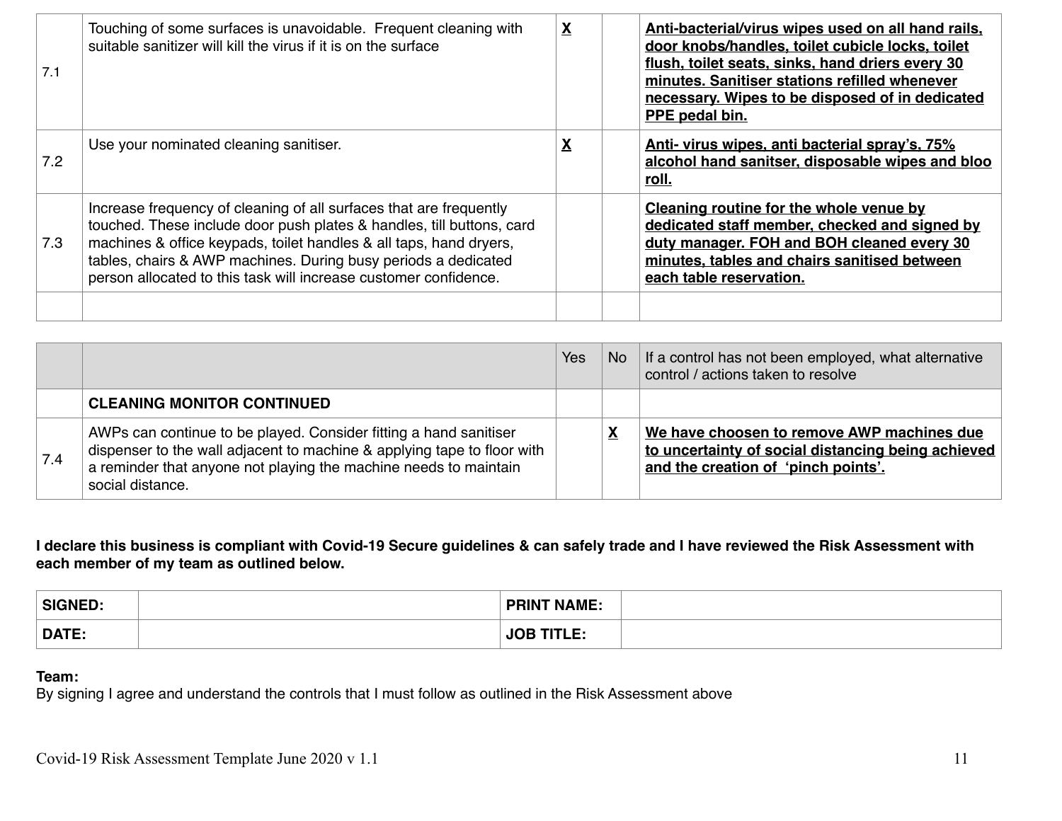| | | | | |
|---|---|---|---|---|
| 7.1 | Touching of some surfaces is unavoidable. Frequent cleaning with suitable sanitizer will kill the virus if it is on the surface | **X** | | **Anti-bacterial/virus wipes used on all hand rails, door knobs/handles, toilet cubicle locks, toilet flush, toilet seats, sinks, hand driers every 30 minutes. Sanitiser stations refilled whenever necessary. Wipes to be disposed of in dedicated PPE pedal bin.** |
| 7.2 | Use your nominated cleaning sanitiser. | **X** | | **Anti- virus wipes, anti bacterial spray's, 75% alcohol hand sanitser, disposable wipes and bloo roll.** |
| 7.3 | Increase frequency of cleaning of all surfaces that are frequently touched. These include door push plates & handles, till buttons, card machines & office keypads, toilet handles & all taps, hand dryers, tables, chairs & AWP machines. During busy periods a dedicated person allocated to this task will increase customer confidence. | | | **Cleaning routine for the whole venue by dedicated staff member, checked and signed by duty manager. FOH and BOH cleaned every 30 minutes, tables and chairs sanitised between each table reservation.** |
| | | | | |

| | | Yes | No | If a control has not been employed, what alternative control / actions taken to resolve |
|---|---|---|---|---|
| | **CLEANING MONITOR CONTINUED** | | | |
| 7.4 | AWPs can continue to be played. Consider fitting a hand sanitiser dispenser to the wall adjacent to machine & applying tape to floor with a reminder that anyone not playing the machine needs to maintain social distance. | | **X** | **We have choosen to remove AWP machines due to uncertainty of social distancing being achieved and the creation of 'pinch points'.** |

**I declare this business is compliant with Covid-19 Secure guidelines & can safely trade and I have reviewed the Risk Assessment with each member of my team as outlined below.**

| | | | |
|---|---|---|---|
| **SIGNED:** | | **PRINT NAME:** | |
| **DATE:** | | **JOB TITLE:** | |

**Team:**
By signing I agree and understand the controls that I must follow as outlined in the Risk Assessment above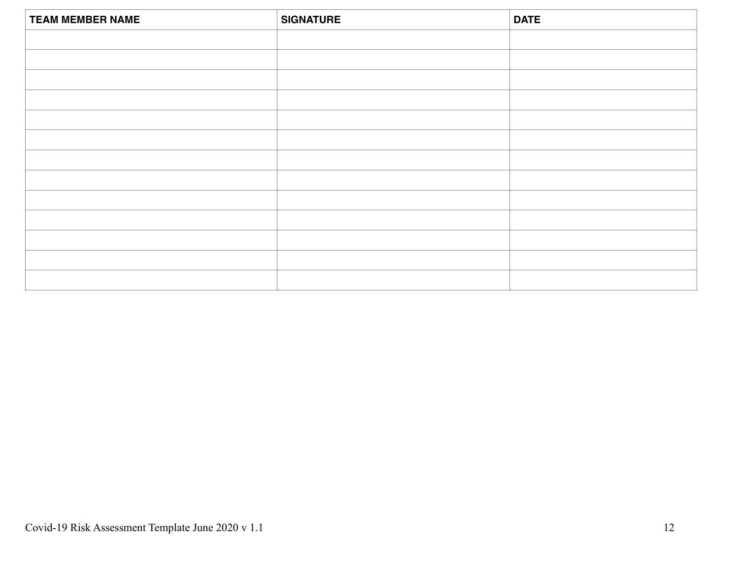| TEAM MEMBER NAME | SIGNATURE | DATE |
|---|---|---|
| | | |
| | | |
| | | |
| | | |
| | | |
| | | |
| | | |
| | | |
| | | |
| | | |
| | | |
| | | |
| | | |